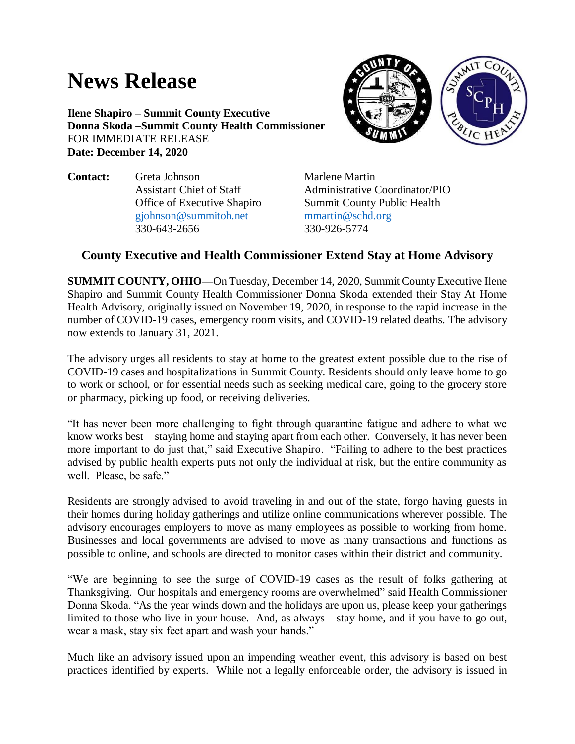# News Release

**Ilene Shapiro – Summit County Executive**
**Donna Skoda –Summit County Health Commissioner**
FOR IMMEDIATE RELEASE
**Date: December 14, 2020**

| | | |
|---|---|---|
| **Contact:** | Greta Johnson<br>Assistant Chief of Staff<br>Office of Executive Shapiro<br>gjohnson@summitoh.net<br>330-643-2656 | Marlene Martin<br>Administrative Coordinator/PIO<br>Summit County Public Health<br>mmartin@schd.org<br>330-926-5774 |

## County Executive and Health Commissioner Extend Stay at Home Advisory

**SUMMIT COUNTY, OHIO—**On Tuesday, December 14, 2020, Summit County Executive Ilene Shapiro and Summit County Health Commissioner Donna Skoda extended their Stay At Home Health Advisory, originally issued on November 19, 2020, in response to the rapid increase in the number of COVID-19 cases, emergency room visits, and COVID-19 related deaths. The advisory now extends to January 31, 2021.

The advisory urges all residents to stay at home to the greatest extent possible due to the rise of COVID-19 cases and hospitalizations in Summit County. Residents should only leave home to go to work or school, or for essential needs such as seeking medical care, going to the grocery store or pharmacy, picking up food, or receiving deliveries.

"It has never been more challenging to fight through quarantine fatigue and adhere to what we know works best—staying home and staying apart from each other. Conversely, it has never been more important to do just that," said Executive Shapiro. "Failing to adhere to the best practices advised by public health experts puts not only the individual at risk, but the entire community as well. Please, be safe."

Residents are strongly advised to avoid traveling in and out of the state, forgo having guests in their homes during holiday gatherings and utilize online communications wherever possible. The advisory encourages employers to move as many employees as possible to working from home. Businesses and local governments are advised to move as many transactions and functions as possible to online, and schools are directed to monitor cases within their district and community.

"We are beginning to see the surge of COVID-19 cases as the result of folks gathering at Thanksgiving. Our hospitals and emergency rooms are overwhelmed" said Health Commissioner Donna Skoda. "As the year winds down and the holidays are upon us, please keep your gatherings limited to those who live in your house. And, as always—stay home, and if you have to go out, wear a mask, stay six feet apart and wash your hands."

Much like an advisory issued upon an impending weather event, this advisory is based on best practices identified by experts. While not a legally enforceable order, the advisory is issued in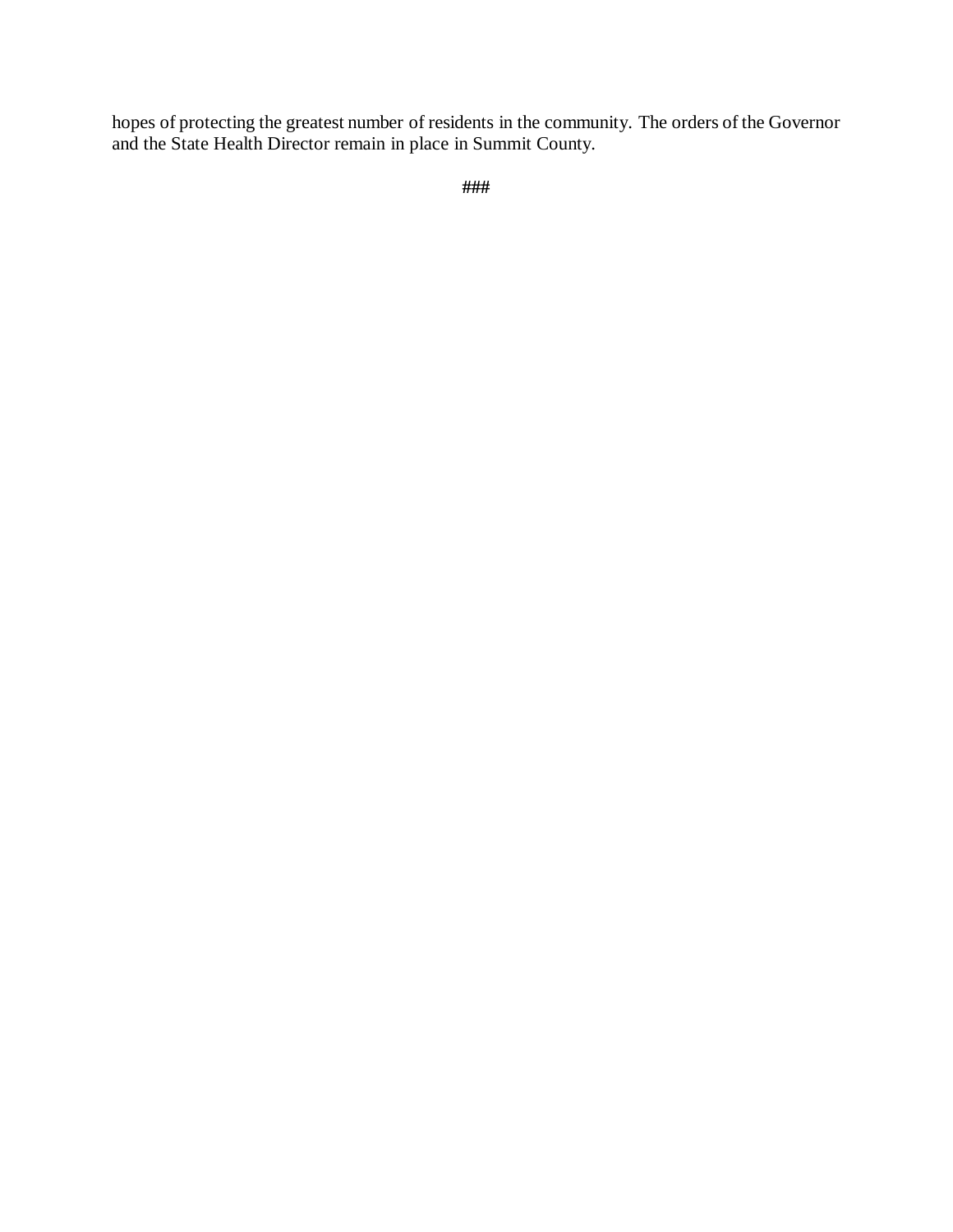hopes of protecting the greatest number of residents in the community. The orders of the Governor and the State Health Director remain in place in Summit County.

###